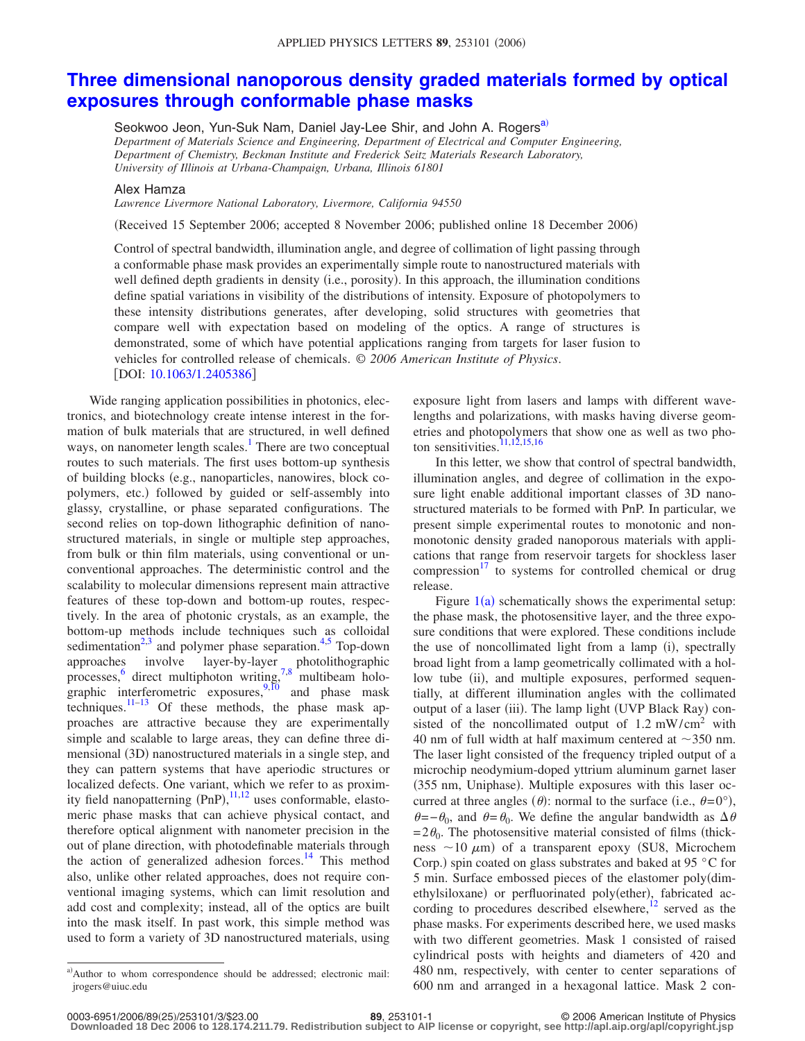# Three dimensional nanoporous density graded materials formed by optical exposures through conformable phase masks

Seokwoo Jeon, Yun-Suk Nam, Daniel Jay-Lee Shir, and John A. Rogers[a)]

*Department of Materials Science and Engineering, Department of Electrical and Computer Engineering, Department of Chemistry, Beckman Institute and Frederick Seitz Materials Research Laboratory, University of Illinois at Urbana-Champaign, Urbana, Illinois 61801*

Alex Hamza

*Lawrence Livermore National Laboratory, Livermore, California 94550*

(Received 15 September 2006; accepted 8 November 2006; published online 18 December 2006)

Control of spectral bandwidth, illumination angle, and degree of collimation of light passing through a conformable phase mask provides an experimentally simple route to nanostructured materials with well defined depth gradients in density (i.e., porosity). In this approach, the illumination conditions define spatial variations in visibility of the distributions of intensity. Exposure of photopolymers to these intensity distributions generates, after developing, solid structures with geometries that compare well with expectation based on modeling of the optics. A range of structures is demonstrated, some of which have potential applications ranging from targets for laser fusion to vehicles for controlled release of chemicals. *© 2006 American Institute of Physics.* [DOI: 10.1063/1.2405386]

Wide ranging application possibilities in photonics, electronics, and biotechnology create intense interest in the formation of bulk materials that are structured, in well defined ways, on nanometer length scales.[1] There are two conceptual routes to such materials. The first uses bottom-up synthesis of building blocks (e.g., nanoparticles, nanowires, block copolymers, etc.) followed by guided or self-assembly into glassy, crystalline, or phase separated configurations. The second relies on top-down lithographic definition of nanostructured materials, in single or multiple step approaches, from bulk or thin film materials, using conventional or unconventional approaches. The deterministic control and the scalability to molecular dimensions represent main attractive features of these top-down and bottom-up routes, respectively. In the area of photonic crystals, as an example, the bottom-up methods include techniques such as colloidal sedimentation[2,3] and polymer phase separation.[4,5] Top-down approaches involve layer-by-layer photolithographic processes,[6] direct multiphoton writing,[7,8] multibeam holographic interferometric exposures,[9,10] and phase mask techniques.[11–13] Of these methods, the phase mask approaches are attractive because they are experimentally simple and scalable to large areas, they can define three dimensional (3D) nanostructured materials in a single step, and they can pattern systems that have aperiodic structures or localized defects. One variant, which we refer to as proximity field nanopatterning (PnP),[11,12] uses conformable, elastomeric phase masks that can achieve physical contact, and therefore optical alignment with nanometer precision in the out of plane direction, with photodefinable materials through the action of generalized adhesion forces.[14] This method also, unlike other related approaches, does not require conventional imaging systems, which can limit resolution and add cost and complexity; instead, all of the optics are built into the mask itself. In past work, this simple method was used to form a variety of 3D nanostructured materials, using exposure light from lasers and lamps with different wavelengths and polarizations, with masks having diverse geometries and photopolymers that show one as well as two photon sensitivities.[11,12,15,16]

In this letter, we show that control of spectral bandwidth, illumination angles, and degree of collimation in the exposure light enable additional important classes of 3D nanostructured materials to be formed with PnP. In particular, we present simple experimental routes to monotonic and nonmonotonic density graded nanoporous materials with applications that range from reservoir targets for shockless laser compression[17] to systems for controlled chemical or drug release.

Figure 1(a) schematically shows the experimental setup: the phase mask, the photosensitive layer, and the three exposure conditions that were explored. These conditions include the use of noncollimated light from a lamp (i), spectrally broad light from a lamp geometrically collimated with a hollow tube (ii), and multiple exposures, performed sequentially, at different illumination angles with the collimated output of a laser (iii). The lamp light (UVP Black Ray) consisted of the noncollimated output of 1.2 mW/cm$^2$ with 40 nm of full width at half maximum centered at ~350 nm. The laser light consisted of the frequency tripled output of a microchip neodymium-doped yttrium aluminum garnet laser (355 nm, Uniphase). Multiple exposures with this laser occurred at three angles ($\theta$): normal to the surface (i.e., $\theta = 0°$), $\theta = -\theta_0$, and $\theta = \theta_0$. We define the angular bandwidth as $\Delta\theta = 2\theta_0$. The photosensitive material consisted of films (thickness ~10 $\mu$m) of a transparent epoxy (SU8, Microchem Corp.) spin coated on glass substrates and baked at 95 °C for 5 min. Surface embossed pieces of the elastomer poly(dimethylsiloxane) or perfluorinated poly(ether), fabricated according to procedures described elsewhere,[12] served as the phase masks. For experiments described here, we used masks with two different geometries. Mask 1 consisted of raised cylindrical posts with heights and diameters of 420 and 480 nm, respectively, with center to center separations of 600 nm and arranged in a hexagonal lattice. Mask 2 con-

[a)]Author to whom correspondence should be addressed; electronic mail: jrogers@uiuc.edu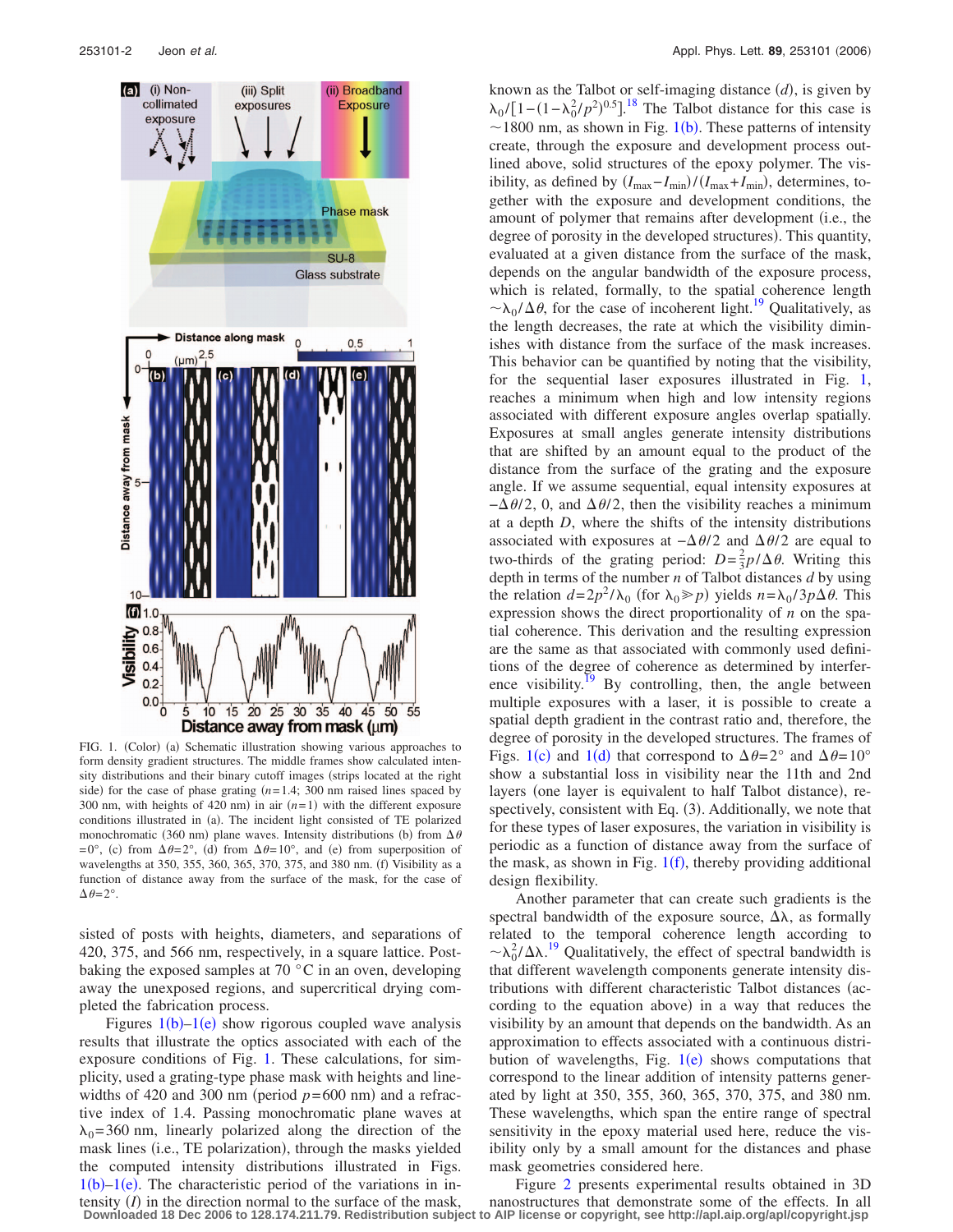(a) (i) Non-collimated exposure (iii) Split exposures (ii) Broadband Exposure

Phase mask

SU-8

Glass substrate

Distance along mask

0 (μm) 2.5

0 0.5 1

(b) (c) (d) (e)

Distance away from mask

0

5

10

(f) Visibility

1.0 0.8 0.6 0.4 0.2 0.0

0 5 10 15 20 25 30 35 40 45 50 55

Distance away from mask (μm)

FIG. 1. (Color) (a) Schematic illustration showing various approaches to form density gradient structures. The middle frames show calculated intensity distributions and their binary cutoff images (strips located at the right side) for the case of phase grating ($n$=1.4; 300 nm raised lines spaced by 300 nm, with heights of 420 nm) in air ($n$=1) with the different exposure conditions illustrated in (a). The incident light consisted of TE polarized monochromatic (360 nm) plane waves. Intensity distributions (b) from $\Delta\theta = 0°$, (c) from $\Delta\theta = 2°$, (d) from $\Delta\theta = 10°$, and (e) from superposition of wavelengths at 350, 355, 360, 365, 370, 375, and 380 nm. (f) Visibility as a function of distance away from the surface of the mask, for the case of $\Delta\theta = 2°$.

sisted of posts with heights, diameters, and separations of 420, 375, and 566 nm, respectively, in a square lattice. Post-baking the exposed samples at 70 °C in an oven, developing away the unexposed regions, and supercritical drying completed the fabrication process.

Figures 1(b)–1(e) show rigorous coupled wave analysis results that illustrate the optics associated with each of the exposure conditions of Fig. 1. These calculations, for simplicity, used a grating-type phase mask with heights and linewidths of 420 and 300 nm (period $p$=600 nm) and a refractive index of 1.4. Passing monochromatic plane waves at $\lambda_0$=360 nm, linearly polarized along the direction of the mask lines (i.e., TE polarization), through the masks yielded the computed intensity distributions illustrated in Figs. 1(b)–1(e). The characteristic period of the variations in intensity ($I$) in the direction normal to the surface of the mask, known as the Talbot or self-imaging distance ($d$), is given by $\lambda_0/[1-(1-\lambda_0^2/p^2)^{0.5}]$.[18] The Talbot distance for this case is ~1800 nm, as shown in Fig. 1(b). These patterns of intensity create, through the exposure and development process outlined above, solid structures of the epoxy polymer. The visibility, as defined by $(I_{\max}-I_{\min})/(I_{\max}+I_{\min})$, determines, together with the exposure and development conditions, the amount of polymer that remains after development (i.e., the degree of porosity in the developed structures). This quantity, evaluated at a given distance from the surface of the mask, depends on the angular bandwidth of the exposure process, which is related, formally, to the spatial coherence length $\sim\lambda_0/\Delta\theta$, for the case of incoherent light.[19] Qualitatively, as the length decreases, the rate at which the visibility diminishes with distance from the surface of the mask increases. This behavior can be quantified by noting that the visibility, for the sequential laser exposures illustrated in Fig. 1, reaches a minimum when high and low intensity regions associated with different exposure angles overlap spatially. Exposures at small angles generate intensity distributions that are shifted by an amount equal to the product of the distance from the surface of the grating and the exposure angle. If we assume sequential, equal intensity exposures at $-\Delta\theta/2$, 0, and $\Delta\theta/2$, then the visibility reaches a minimum at a depth $D$, where the shifts of the intensity distributions associated with exposures at $-\Delta\theta/2$ and $\Delta\theta/2$ are equal to two-thirds of the grating period: $D=\frac{2}{3}p/\Delta\theta$. Writing this depth in terms of the number $n$ of Talbot distances $d$ by using the relation $d=2p^2/\lambda_0$ (for $\lambda_0 \gg p$) yields $n=\lambda_0/3p\Delta\theta$. This expression shows the direct proportionality of $n$ on the spatial coherence. This derivation and the resulting expression are the same as that associated with commonly used definitions of the degree of coherence as determined by interference visibility.[19] By controlling, then, the angle between multiple exposures with a laser, it is possible to create a spatial depth gradient in the contrast ratio and, therefore, the degree of porosity in the developed structures. The frames of Figs. 1(c) and 1(d) that correspond to $\Delta\theta = 2°$ and $\Delta\theta = 10°$ show a substantial loss in visibility near the 11th and 2nd layers (one layer is equivalent to half Talbot distance), respectively, consistent with Eq. (3). Additionally, we note that for these types of laser exposures, the variation in visibility is periodic as a function of distance away from the surface of the mask, as shown in Fig. 1(f), thereby providing additional design flexibility.

Another parameter that can create such gradients is the spectral bandwidth of the exposure source, $\Delta\lambda$, as formally related to the temporal coherence length according to $\sim\lambda_0^2/\Delta\lambda$.[19] Qualitatively, the effect of spectral bandwidth is that different wavelength components generate intensity distributions with different characteristic Talbot distances (according to the equation above) in a way that reduces the visibility by an amount that depends on the bandwidth. As an approximation to effects associated with a continuous distribution of wavelengths, Fig. 1(e) shows computations that correspond to the linear addition of intensity patterns generated by light at 350, 355, 360, 365, 370, 375, and 380 nm. These wavelengths, which span the entire range of spectral sensitivity in the epoxy material used here, reduce the visibility only by a small amount for the distances and phase mask geometries considered here.

Figure 2 presents experimental results obtained in 3D nanostructures that demonstrate some of the effects. In all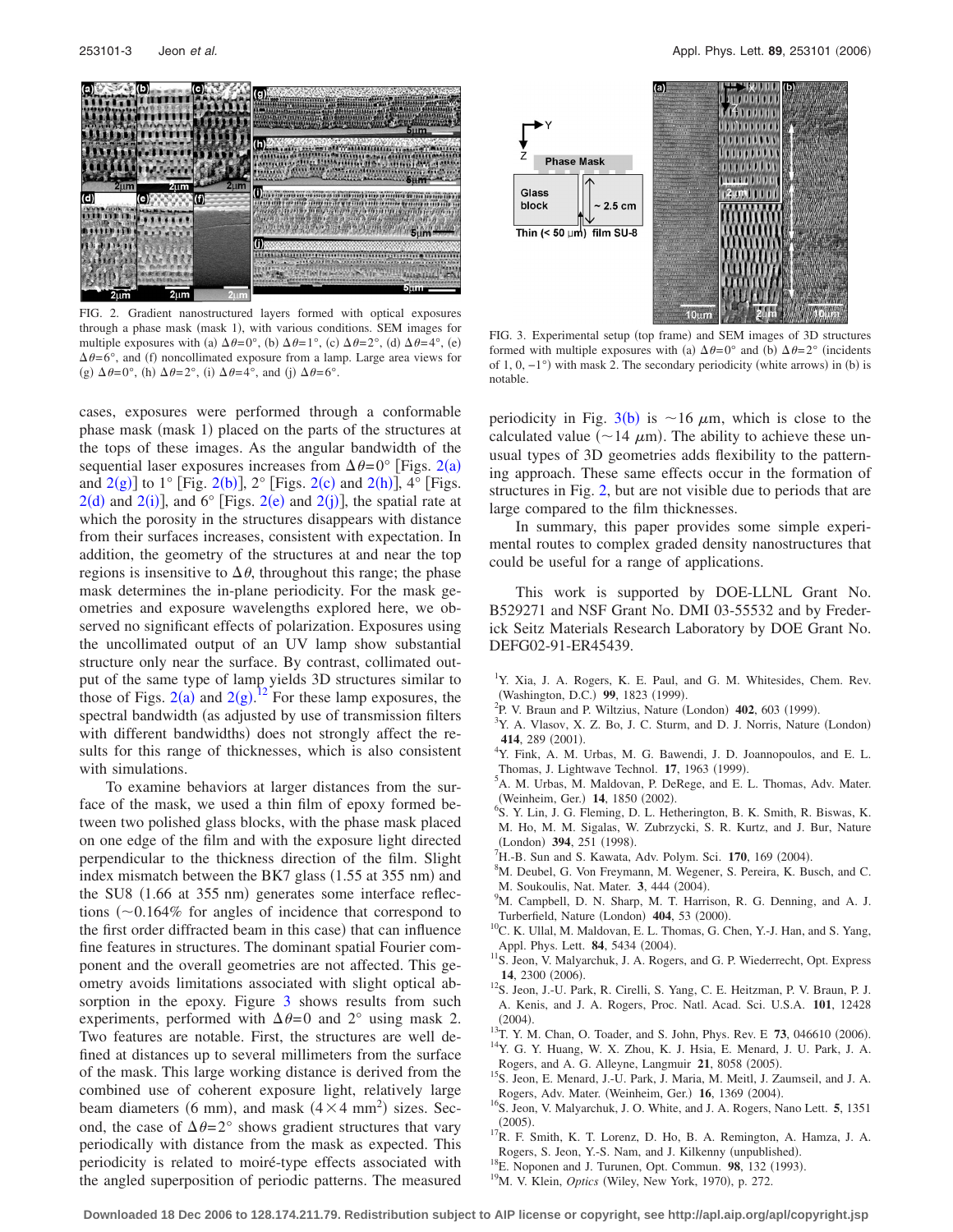FIG. 2. Gradient nanostructured layers formed with optical exposures through a phase mask (mask 1), with various conditions. SEM images for multiple exposures with (a) $\Delta\theta=0°$, (b) $\Delta\theta=1°$, (c) $\Delta\theta=2°$, (d) $\Delta\theta=4°$, (e) $\Delta\theta=6°$, and (f) noncollimated exposure from a lamp. Large area views for (g) $\Delta\theta=0°$, (h) $\Delta\theta=2°$, (i) $\Delta\theta=4°$, and (j) $\Delta\theta=6°$.

FIG. 3. Experimental setup (top frame) and SEM images of 3D structures formed with multiple exposures with (a) $\Delta\theta=0°$ and (b) $\Delta\theta=2°$ (incidents of 1, 0, −1°) with mask 2. The secondary periodicity (white arrows) in (b) is notable.

cases, exposures were performed through a conformable phase mask (mask 1) placed on the parts of the structures at the tops of these images. As the angular bandwidth of the sequential laser exposures increases from $\Delta\theta=0°$ [Figs. 2(a) and 2(g)] to 1° [Fig. 2(b)], 2° [Figs. 2(c) and 2(h)], 4° [Figs. 2(d) and 2(i)], and 6° [Figs. 2(e) and 2(j)], the spatial rate at which the porosity in the structures disappears with distance from their surfaces increases, consistent with expectation. In addition, the geometry of the structures at and near the top regions is insensitive to $\Delta\theta$, throughout this range; the phase mask determines the in-plane periodicity. For the mask geometries and exposure wavelengths explored here, we observed no significant effects of polarization. Exposures using the uncollimated output of an UV lamp show substantial structure only near the surface. By contrast, collimated output of the same type of lamp yields 3D structures similar to those of Figs. 2(a) and 2(g).[12] For these lamp exposures, the spectral bandwidth (as adjusted by use of transmission filters with different bandwidths) does not strongly affect the results for this range of thicknesses, which is also consistent with simulations.

To examine behaviors at larger distances from the surface of the mask, we used a thin film of epoxy formed between two polished glass blocks, with the phase mask placed on one edge of the film and with the exposure light directed perpendicular to the thickness direction of the film. Slight index mismatch between the BK7 glass (1.55 at 355 nm) and the SU8 (1.66 at 355 nm) generates some interface reflections (~0.164% for angles of incidence that correspond to the first order diffracted beam in this case) that can influence fine features in structures. The dominant spatial Fourier component and the overall geometries are not affected. This geometry avoids limitations associated with slight optical absorption in the epoxy. Figure 3 shows results from such experiments, performed with $\Delta\theta=0$ and 2° using mask 2. Two features are notable. First, the structures are well defined at distances up to several millimeters from the surface of the mask. This large working distance is derived from the combined use of coherent exposure light, relatively large beam diameters (6 mm), and mask ($4\times4$ mm$^2$) sizes. Second, the case of $\Delta\theta=2°$ shows gradient structures that vary periodically with distance from the mask as expected. This periodicity is related to moiré-type effects associated with the angled superposition of periodic patterns. The measured periodicity in Fig. 3(b) is ~16 $\mu$m, which is close to the calculated value (~14 $\mu$m). The ability to achieve these unusual types of 3D geometries adds flexibility to the patterning approach. These same effects occur in the formation of structures in Fig. 2, but are not visible due to periods that are large compared to the film thicknesses.

In summary, this paper provides some simple experimental routes to complex graded density nanostructures that could be useful for a range of applications.

This work is supported by DOE-LLNL Grant No. B529271 and NSF Grant No. DMI 03-55532 and by Frederick Seitz Materials Research Laboratory by DOE Grant No. DEFG02-91-ER45439.

[1] Y. Xia, J. A. Rogers, K. E. Paul, and G. M. Whitesides, Chem. Rev. (Washington, D.C.) **99**, 1823 (1999).
[2] P. V. Braun and P. Wiltzius, Nature (London) **402**, 603 (1999).
[3] Y. A. Vlasov, X. Z. Bo, J. C. Sturm, and D. J. Norris, Nature (London) **414**, 289 (2001).
[4] Y. Fink, A. M. Urbas, M. G. Bawendi, J. D. Joannopoulos, and E. L. Thomas, J. Lightwave Technol. **17**, 1963 (1999).
[5] A. M. Urbas, M. Maldovan, P. DeRege, and E. L. Thomas, Adv. Mater. (Weinheim, Ger.) **14**, 1850 (2002).
[6] S. Y. Lin, J. G. Fleming, D. L. Hetherington, B. K. Smith, R. Biswas, K. M. Ho, M. M. Sigalas, W. Zubrzycki, S. R. Kurtz, and J. Bur, Nature (London) **394**, 251 (1998).
[7] H.-B. Sun and S. Kawata, Adv. Polym. Sci. **170**, 169 (2004).
[8] M. Deubel, G. Von Freymann, M. Wegener, S. Pereira, K. Busch, and C. M. Soukoulis, Nat. Mater. **3**, 444 (2004).
[9] M. Campbell, D. N. Sharp, M. T. Harrison, R. G. Denning, and A. J. Turberfield, Nature (London) **404**, 53 (2000).
[10] C. K. Ullal, M. Maldovan, E. L. Thomas, G. Chen, Y.-J. Han, and S. Yang, Appl. Phys. Lett. **84**, 5434 (2004).
[11] S. Jeon, V. Malyarchuk, J. A. Rogers, and G. P. Wiederrecht, Opt. Express **14**, 2300 (2006).
[12] S. Jeon, J.-U. Park, R. Cirelli, S. Yang, C. E. Heitzman, P. V. Braun, P. J. A. Kenis, and J. A. Rogers, Proc. Natl. Acad. Sci. U.S.A. **101**, 12428 (2004).
[13] T. Y. M. Chan, O. Toader, and S. John, Phys. Rev. E **73**, 046610 (2006).
[14] Y. G. Y. Huang, W. X. Zhou, K. J. Hsia, E. Menard, J. U. Park, J. A. Rogers, and A. G. Alleyne, Langmuir **21**, 8058 (2005).
[15] S. Jeon, E. Menard, J.-U. Park, J. Maria, M. Meitl, J. Zaumseil, and J. A. Rogers, Adv. Mater. (Weinheim, Ger.) **16**, 1369 (2004).
[16] S. Jeon, V. Malyarchuk, J. O. White, and J. A. Rogers, Nano Lett. **5**, 1351 (2005).
[17] R. F. Smith, K. T. Lorenz, D. Ho, B. A. Remington, A. Hamza, J. A. Rogers, S. Jeon, Y.-S. Nam, and J. Kilkenny (unpublished).
[18] E. Noponen and J. Turunen, Opt. Commun. **98**, 132 (1993).
[19] M. V. Klein, *Optics* (Wiley, New York, 1970), p. 272.